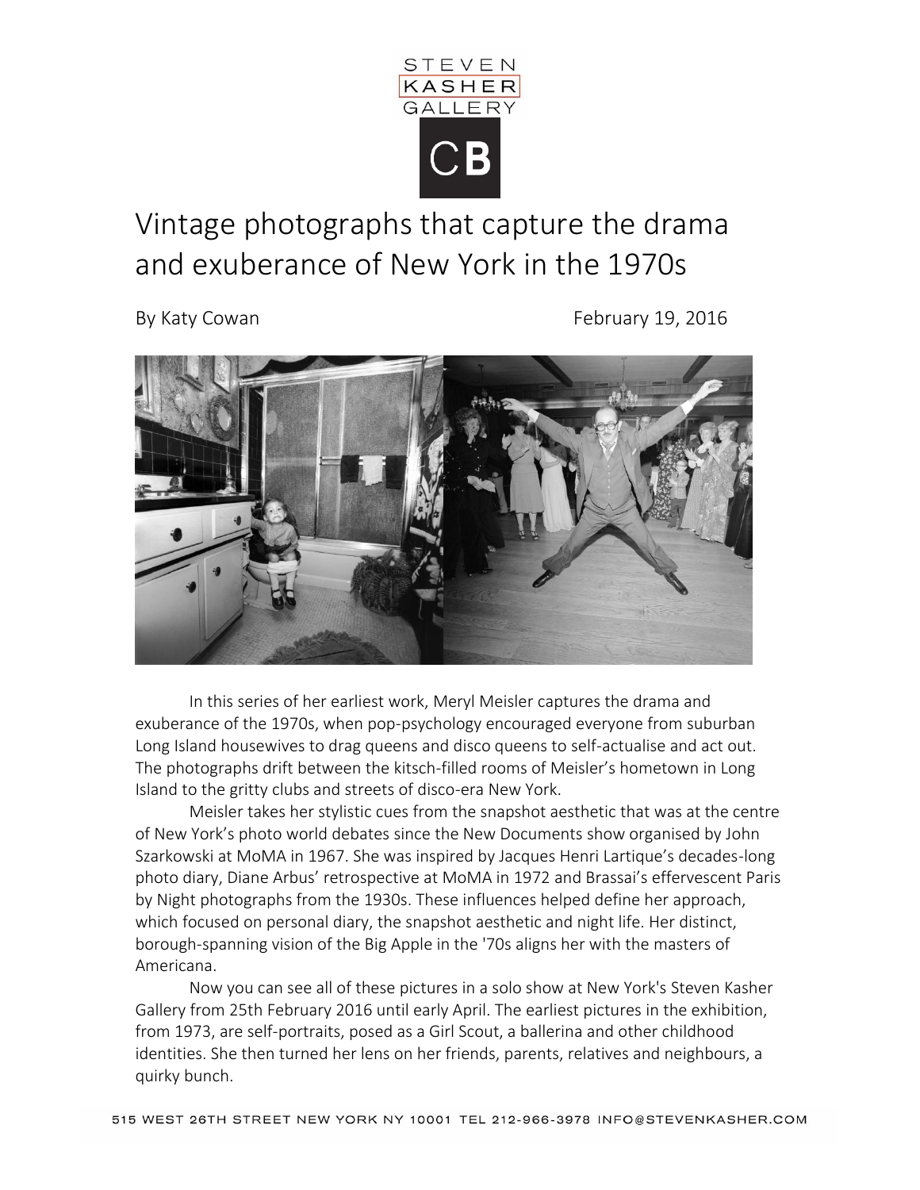# Vintage photographs that capture the drama and exuberance of New York in the 1970s

By Katy Cowan February 19, 2016

In this series of her earliest work, Meryl Meisler captures the drama and exuberance of the 1970s, when pop-psychology encouraged everyone from suburban Long Island housewives to drag queens and disco queens to self-actualise and act out. The photographs drift between the kitsch-filled rooms of Meisler's hometown in Long Island to the gritty clubs and streets of disco-era New York.

Meisler takes her stylistic cues from the snapshot aesthetic that was at the centre of New York's photo world debates since the New Documents show organised by John Szarkowski at MoMA in 1967. She was inspired by Jacques Henri Lartique's decades-long photo diary, Diane Arbus' retrospective at MoMA in 1972 and Brassai's effervescent Paris by Night photographs from the 1930s. These influences helped define her approach, which focused on personal diary, the snapshot aesthetic and night life. Her distinct, borough-spanning vision of the Big Apple in the '70s aligns her with the masters of Americana.

Now you can see all of these pictures in a solo show at New York's Steven Kasher Gallery from 25th February 2016 until early April. The earliest pictures in the exhibition, from 1973, are self-portraits, posed as a Girl Scout, a ballerina and other childhood identities. She then turned her lens on her friends, parents, relatives and neighbours, a quirky bunch.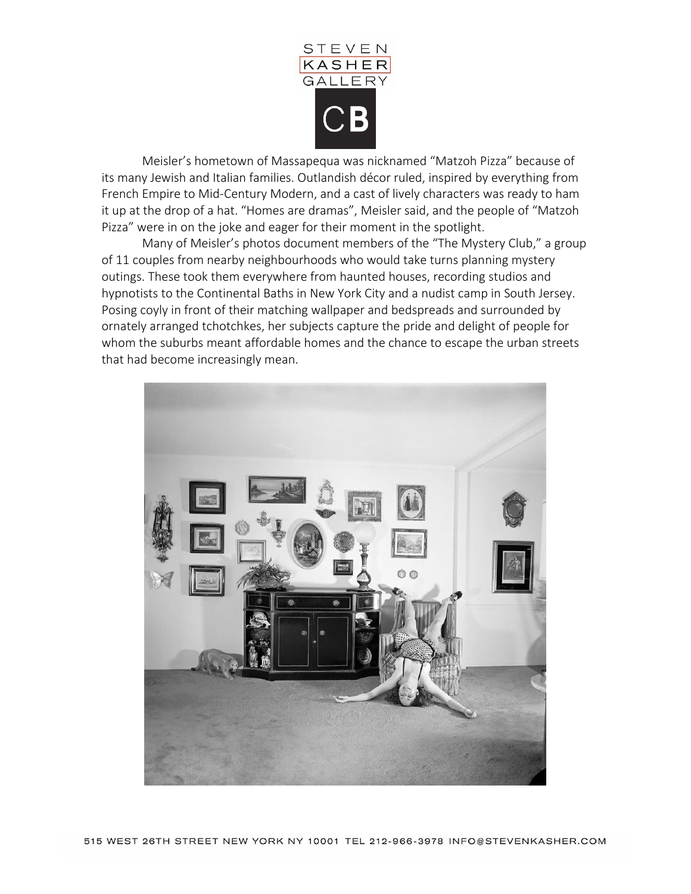Meisler's hometown of Massapequa was nicknamed "Matzoh Pizza" because of its many Jewish and Italian families. Outlandish décor ruled, inspired by everything from French Empire to Mid-Century Modern, and a cast of lively characters was ready to ham it up at the drop of a hat. "Homes are dramas", Meisler said, and the people of "Matzoh Pizza" were in on the joke and eager for their moment in the spotlight.

Many of Meisler's photos document members of the "The Mystery Club," a group of 11 couples from nearby neighbourhoods who would take turns planning mystery outings. These took them everywhere from haunted houses, recording studios and hypnotists to the Continental Baths in New York City and a nudist camp in South Jersey. Posing coyly in front of their matching wallpaper and bedspreads and surrounded by ornately arranged tchotchkes, her subjects capture the pride and delight of people for whom the suburbs meant affordable homes and the chance to escape the urban streets that had become increasingly mean.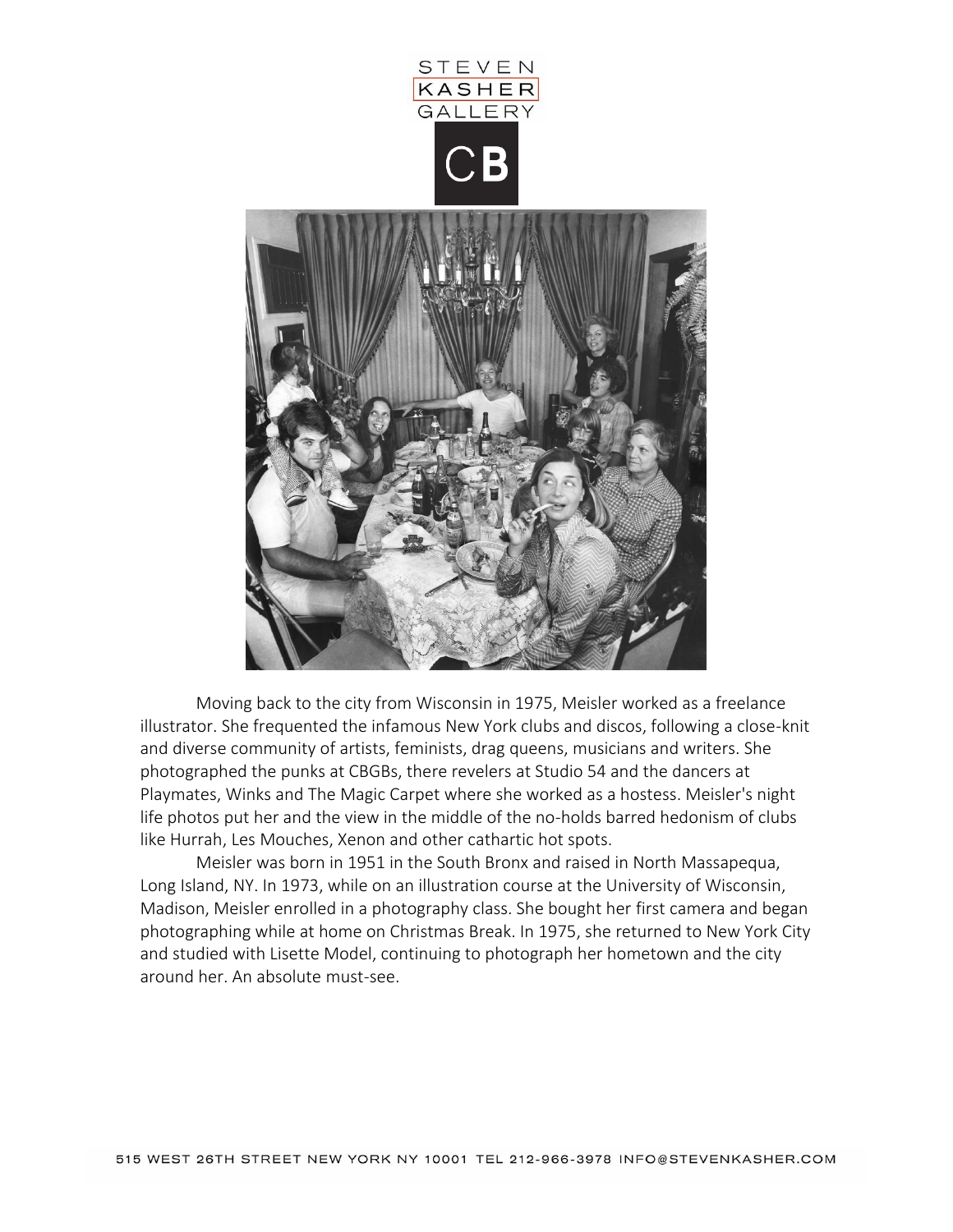Moving back to the city from Wisconsin in 1975, Meisler worked as a freelance illustrator. She frequented the infamous New York clubs and discos, following a close-knit and diverse community of artists, feminists, drag queens, musicians and writers. She photographed the punks at CBGBs, there revelers at Studio 54 and the dancers at Playmates, Winks and The Magic Carpet where she worked as a hostess. Meisler's night life photos put her and the view in the middle of the no-holds barred hedonism of clubs like Hurrah, Les Mouches, Xenon and other cathartic hot spots.

Meisler was born in 1951 in the South Bronx and raised in North Massapequa, Long Island, NY. In 1973, while on an illustration course at the University of Wisconsin, Madison, Meisler enrolled in a photography class. She bought her first camera and began photographing while at home on Christmas Break. In 1975, she returned to New York City and studied with Lisette Model, continuing to photograph her hometown and the city around her. An absolute must-see.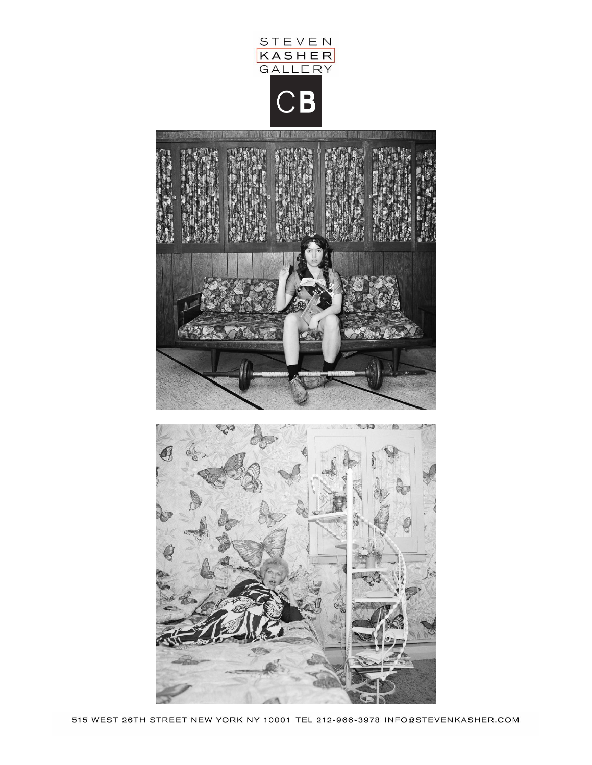STEVEN
KASHER
GALLERY

CB

515 WEST 26TH STREET NEW YORK NY 10001 TEL 212-966-3978 INFO@STEVENKASHER.COM